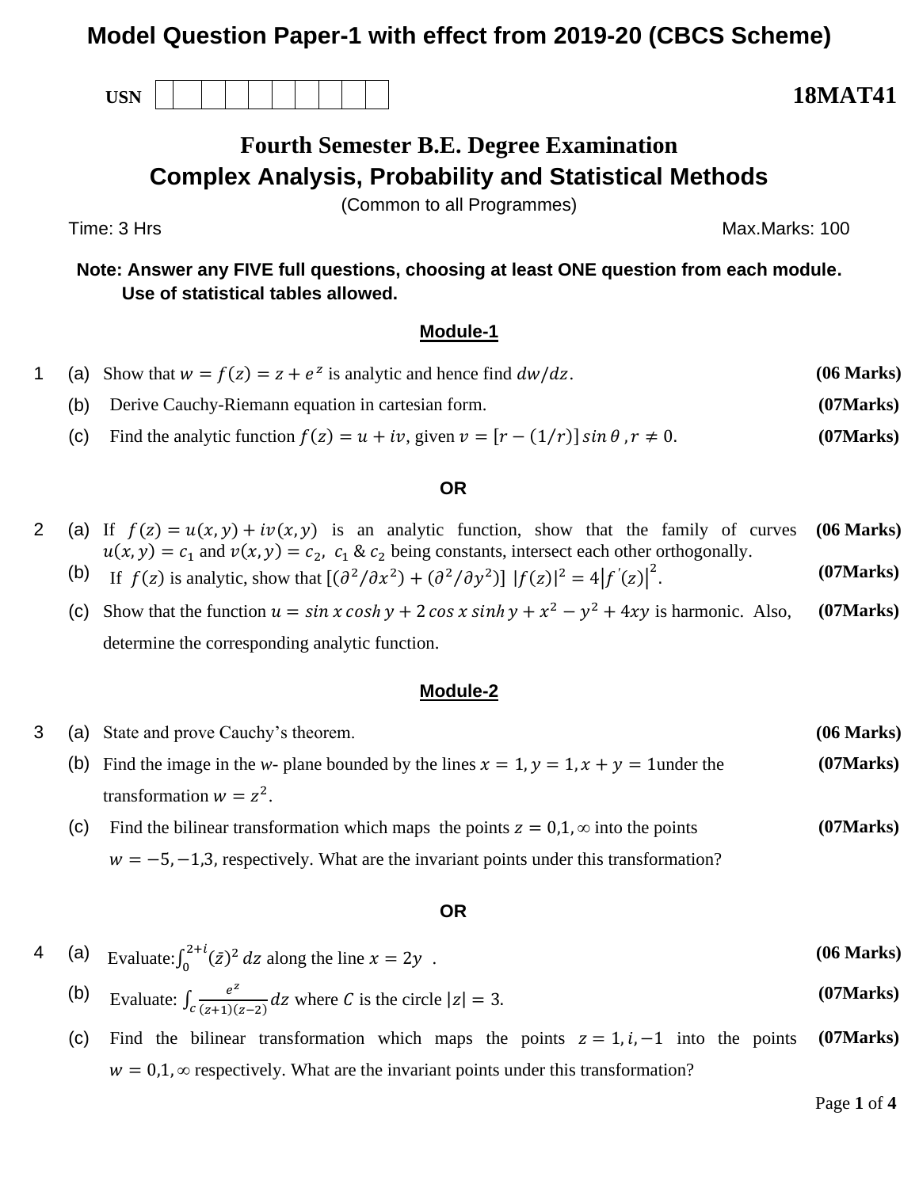# Model Question Paper-1 with effect from 2019-20 (CBCS Scheme)

USN | | | | | | | | | | |

**18MAT41**

## Fourth Semester B.E. Degree Examination

## Complex Analysis, Probability and Statistical Methods

(Common to all Programmes)

Time: 3 Hrs — Max.Marks: 100

**Note: Answer any FIVE full questions, choosing at least ONE question from each module. Use of statistical tables allowed.**

### Module-1

1 (a) Show that $w = f(z) = z + e^z$ is analytic and hence find $dw/dz$. **(06 Marks)**

(b) Derive Cauchy-Riemann equation in cartesian form. **(07Marks)**

(c) Find the analytic function $f(z) = u + iv$, given $v = [r - (1/r)]\sin\theta, r \neq 0$. **(07Marks)**

**OR**

2 (a) If $f(z) = u(x, y) + iv(x, y)$ is an analytic function, show that the family of curves $u(x, y) = c_1$ and $v(x, y) = c_2$, $c_1$ & $c_2$ being constants, intersect each other orthogonally. **(06 Marks)**

(b) If $f(z)$ is analytic, show that $[(\partial^2/\partial x^2) + (\partial^2/\partial y^2)]\ |f(z)|^2 = 4|f'(z)|^2$. **(07Marks)**

(c) Show that the function $u = \sin x \cosh y + 2\cos x \sinh y + x^2 - y^2 + 4xy$ is harmonic. Also, determine the corresponding analytic function. **(07Marks)**

### Module-2

3 (a) State and prove Cauchy's theorem. **(06 Marks)**

(b) Find the image in the *w*- plane bounded by the lines $x = 1, y = 1, x + y = 1$under the transformation $w = z^2$. **(07Marks)**

(c) Find the bilinear transformation which maps the points $z = 0,1,\infty$ into the points $w = -5,-1,3$, respectively. What are the invariant points under this transformation? **(07Marks)**

**OR**

4 (a) Evaluate:$\int_0^{2+i} (\bar{z})^2\, dz$ along the line $x = 2y$ . **(06 Marks)**

(b) Evaluate: $\int_C \frac{e^z}{(z+1)(z-2)} dz$ where $C$ is the circle $|z| = 3$. **(07Marks)**

(c) Find the bilinear transformation which maps the points $z = 1, i, -1$ into the points $w = 0,1,\infty$ respectively. What are the invariant points under this transformation? **(07Marks)**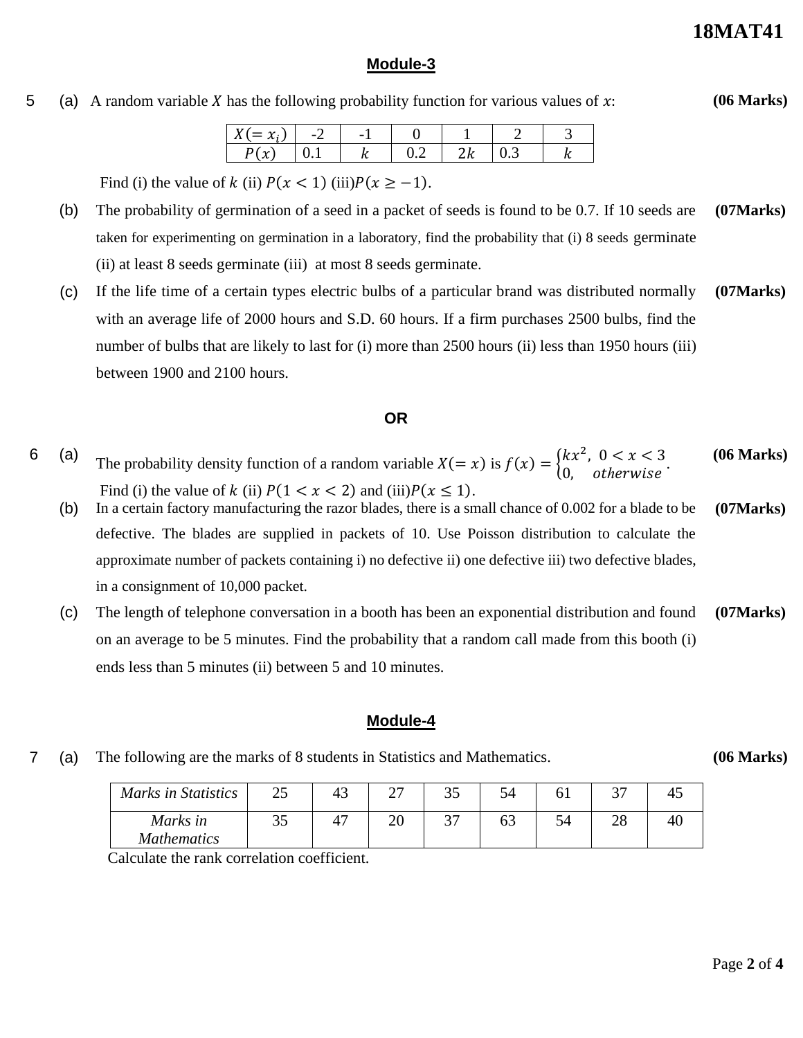## Module-3

**5** (a) A random variable $X$ has the following probability function for various values of $x$: **(06 Marks)**

| $X(=x_i)$ | -2 | -1 | 0 | 1 | 2 | 3 |
|---|---|---|---|---|---|---|
| $P(x)$ | 0.1 | $k$ | 0.2 | $2k$ | 0.3 | $k$ |

Find (i) the value of $k$ (ii) $P(x < 1)$ (iii) $P(x \geq -1)$.

(b) The probability of germination of a seed in a packet of seeds is found to be 0.7. If 10 seeds are taken for experimenting on germination in a laboratory, find the probability that (i) 8 seeds germinate (ii) at least 8 seeds germinate (iii) at most 8 seeds germinate. **(07Marks)**

(c) If the life time of a certain types electric bulbs of a particular brand was distributed normally with an average life of 2000 hours and S.D. 60 hours. If a firm purchases 2500 bulbs, find the number of bulbs that are likely to last for (i) more than 2500 hours (ii) less than 1950 hours (iii) between 1900 and 2100 hours. **(07Marks)**

**OR**

**6** (a) The probability density function of a random variable $X(=x)$ is $f(x) = \begin{cases} kx^2, & 0 < x < 3 \\ 0, & otherwise \end{cases}$. **(06 Marks)**

Find (i) the value of $k$ (ii) $P(1 < x < 2)$ and (iii) $P(x \leq 1)$.

(b) In a certain factory manufacturing the razor blades, there is a small chance of 0.002 for a blade to be defective. The blades are supplied in packets of 10. Use Poisson distribution to calculate the approximate number of packets containing i) no defective ii) one defective iii) two defective blades, in a consignment of 10,000 packet. **(07Marks)**

(c) The length of telephone conversation in a booth has been an exponential distribution and found on an average to be 5 minutes. Find the probability that a random call made from this booth (i) ends less than 5 minutes (ii) between 5 and 10 minutes. **(07Marks)**

## Module-4

**7** (a) The following are the marks of 8 students in Statistics and Mathematics. **(06 Marks)**

| *Marks in Statistics* | 25 | 43 | 27 | 35 | 54 | 61 | 37 | 45 |
|---|---|---|---|---|---|---|---|---|
| *Marks in Mathematics* | 35 | 47 | 20 | 37 | 63 | 54 | 28 | 40 |

Calculate the rank correlation coefficient.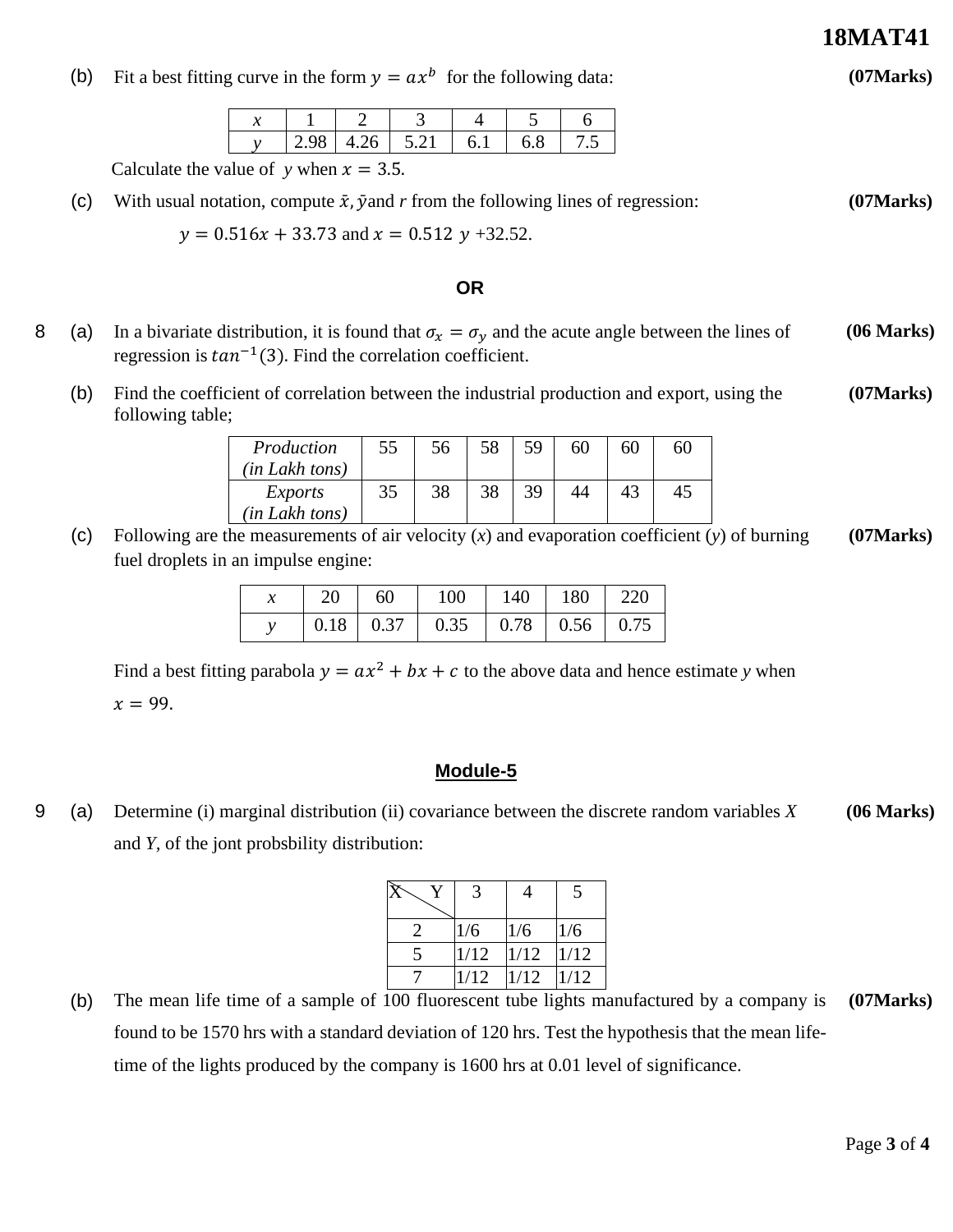(b) Fit a best fitting curve in the form $y = ax^b$ for the following data: **(07Marks)**

| $x$ | 1 | 2 | 3 | 4 | 5 | 6 |
|---|---|---|---|---|---|---|
| $y$ | 2.98 | 4.26 | 5.21 | 6.1 | 6.8 | 7.5 |

Calculate the value of $y$ when $x = 3.5$.

(c) With usual notation, compute $\bar{x}, \bar{y}$ and $r$ from the following lines of regression: **(07Marks)**

$y = 0.516x + 33.73$ and $x = 0.512\ y + 32.52$.

**OR**

8 (a) In a bivariate distribution, it is found that $\sigma_x = \sigma_y$ and the acute angle between the lines of regression is $tan^{-1}(3)$. Find the correlation coefficient. **(06 Marks)**

(b) Find the coefficient of correlation between the industrial production and export, using the following table; **(07Marks)**

| *Production (in Lakh tons)* | 55 | 56 | 58 | 59 | 60 | 60 | 60 |
|---|---|---|---|---|---|---|---|
| *Exports (in Lakh tons)* | 35 | 38 | 38 | 39 | 44 | 43 | 45 |

(c) Following are the measurements of air velocity ($x$) and evaporation coefficient ($y$) of burning fuel droplets in an impulse engine: **(07Marks)**

| $x$ | 20 | 60 | 100 | 140 | 180 | 220 |
|---|---|---|---|---|---|---|
| $y$ | 0.18 | 0.37 | 0.35 | 0.78 | 0.56 | 0.75 |

Find a best fitting parabola $y = ax^2 + bx + c$ to the above data and hence estimate $y$ when $x = 99$.

## Module-5

9 (a) Determine (i) marginal distribution (ii) covariance between the discrete random variables $X$ and $Y$, of the jont probsbility distribution: **(06 Marks)**

| X \ Y | 3 | 4 | 5 |
|---|---|---|---|
| 2 | 1/6 | 1/6 | 1/6 |
| 5 | 1/12 | 1/12 | 1/12 |
| 7 | 1/12 | 1/12 | 1/12 |

(b) The mean life time of a sample of 100 fluorescent tube lights manufactured by a company is found to be 1570 hrs with a standard deviation of 120 hrs. Test the hypothesis that the mean life-time of the lights produced by the company is 1600 hrs at 0.01 level of significance. **(07Marks)**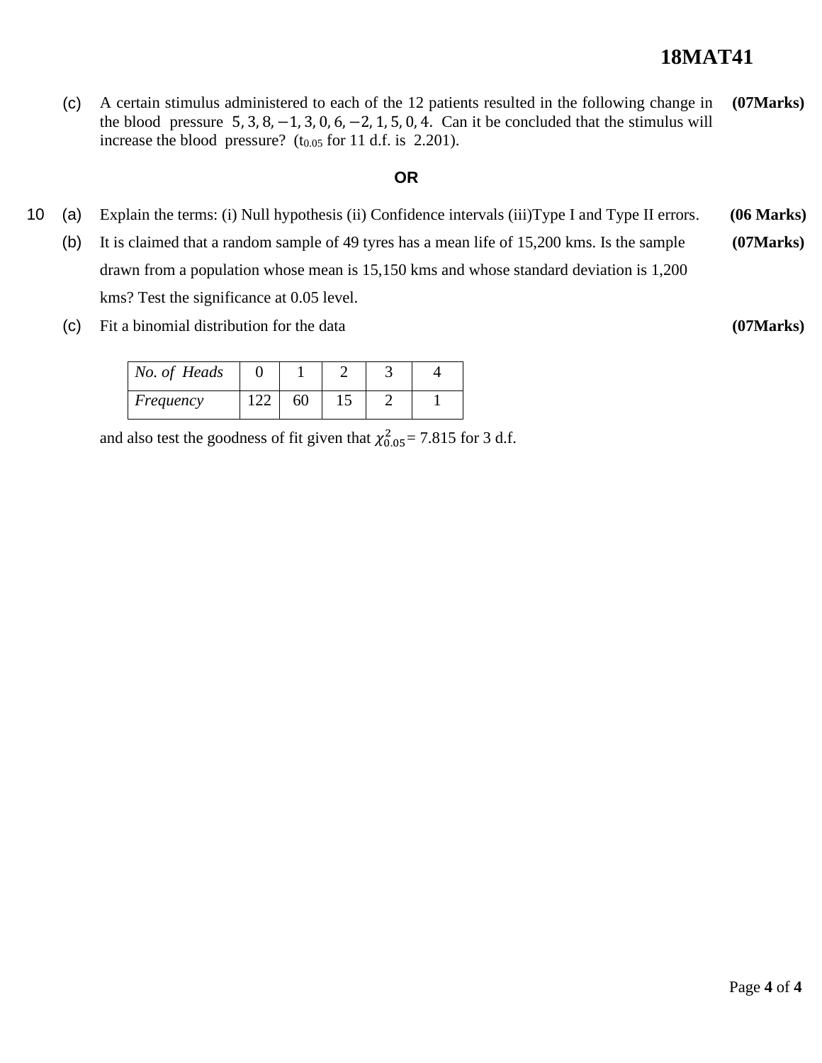(c) A certain stimulus administered to each of the 12 patients resulted in the following change in the blood pressure $5, 3, 8, -1, 3, 0, 6, -2, 1, 5, 0, 4$. Can it be concluded that the stimulus will increase the blood pressure? ($t_{0.05}$ for 11 d.f. is 2.201). **(07Marks)**

**OR**

10 (a) Explain the terms: (i) Null hypothesis (ii) Confidence intervals (iii)Type I and Type II errors. **(06 Marks)**

(b) It is claimed that a random sample of 49 tyres has a mean life of 15,200 kms. Is the sample drawn from a population whose mean is 15,150 kms and whose standard deviation is 1,200 kms? Test the significance at 0.05 level. **(07Marks)**

(c) Fit a binomial distribution for the data **(07Marks)**

| *No. of Heads* | 0 | 1 | 2 | 3 | 4 |
|---|---|---|---|---|---|
| *Frequency* | 122 | 60 | 15 | 2 | 1 |

and also test the goodness of fit given that $\chi^2_{0.05} = 7.815$ for 3 d.f.